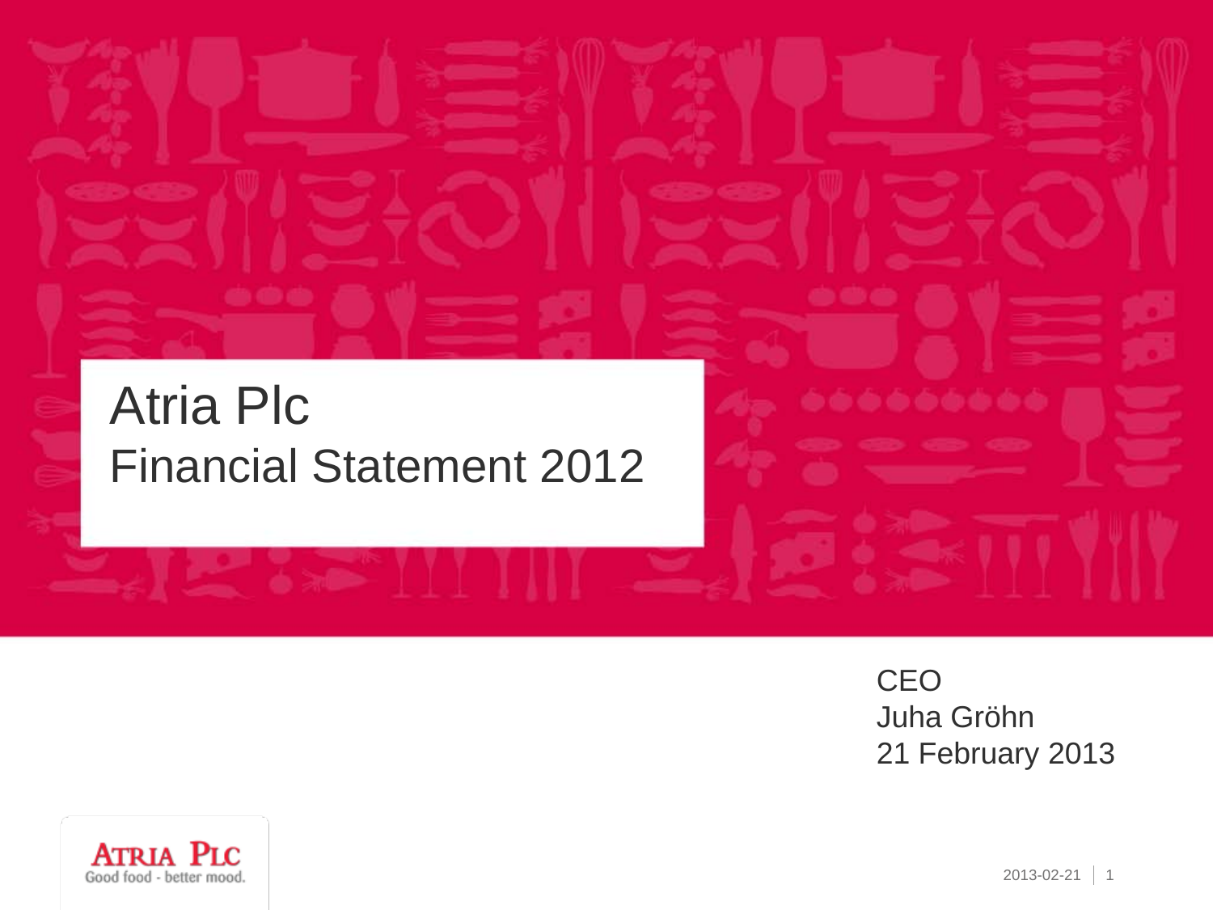# Atria Plc

## Financial Statement 2012

CEO
Juha Gröhn
21 February 2013

ATRIA PLC
Good food - better mood.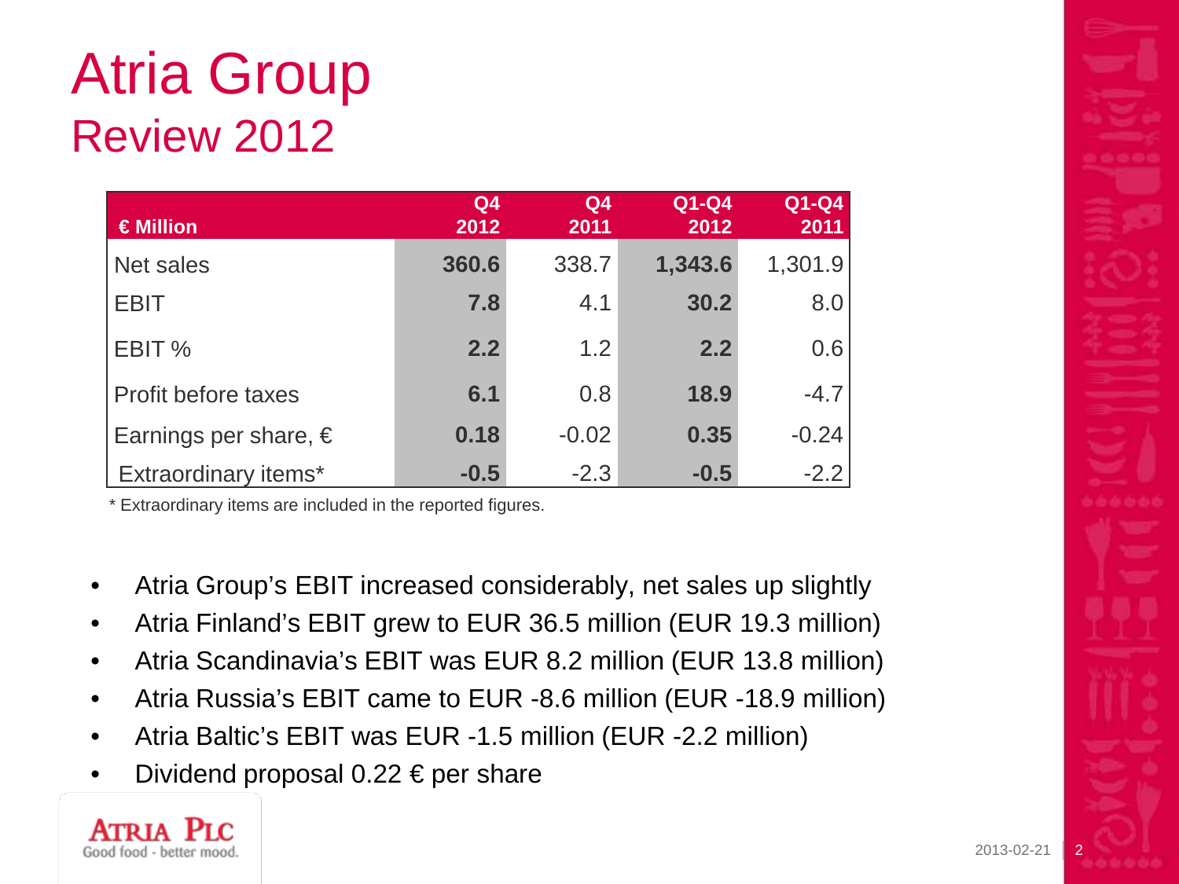# Atria Group

## Review 2012

| € Million | Q4 2012 | Q4 2011 | Q1-Q4 2012 | Q1-Q4 2011 |
|---|---|---|---|---|
| Net sales | **360.6** | 338.7 | **1,343.6** | 1,301.9 |
| EBIT | **7.8** | 4.1 | **30.2** | 8.0 |
| EBIT % | **2.2** | 1.2 | **2.2** | 0.6 |
| Profit before taxes | **6.1** | 0.8 | **18.9** | -4.7 |
| Earnings per share, € | **0.18** | -0.02 | **0.35** | -0.24 |
| Extraordinary items* | **-0.5** | -2.3 | **-0.5** | -2.2 |

\* Extraordinary items are included in the reported figures.

- Atria Group's EBIT increased considerably, net sales up slightly
- Atria Finland's EBIT grew to EUR 36.5 million (EUR 19.3 million)
- Atria Scandinavia's EBIT was EUR 8.2 million (EUR 13.8 million)
- Atria Russia's EBIT came to EUR -8.6 million (EUR -18.9 million)
- Atria Baltic's EBIT was EUR -1.5 million (EUR -2.2 million)
- Dividend proposal 0.22 € per share

ATRIA PLC
Good food - better mood.

2013-02-21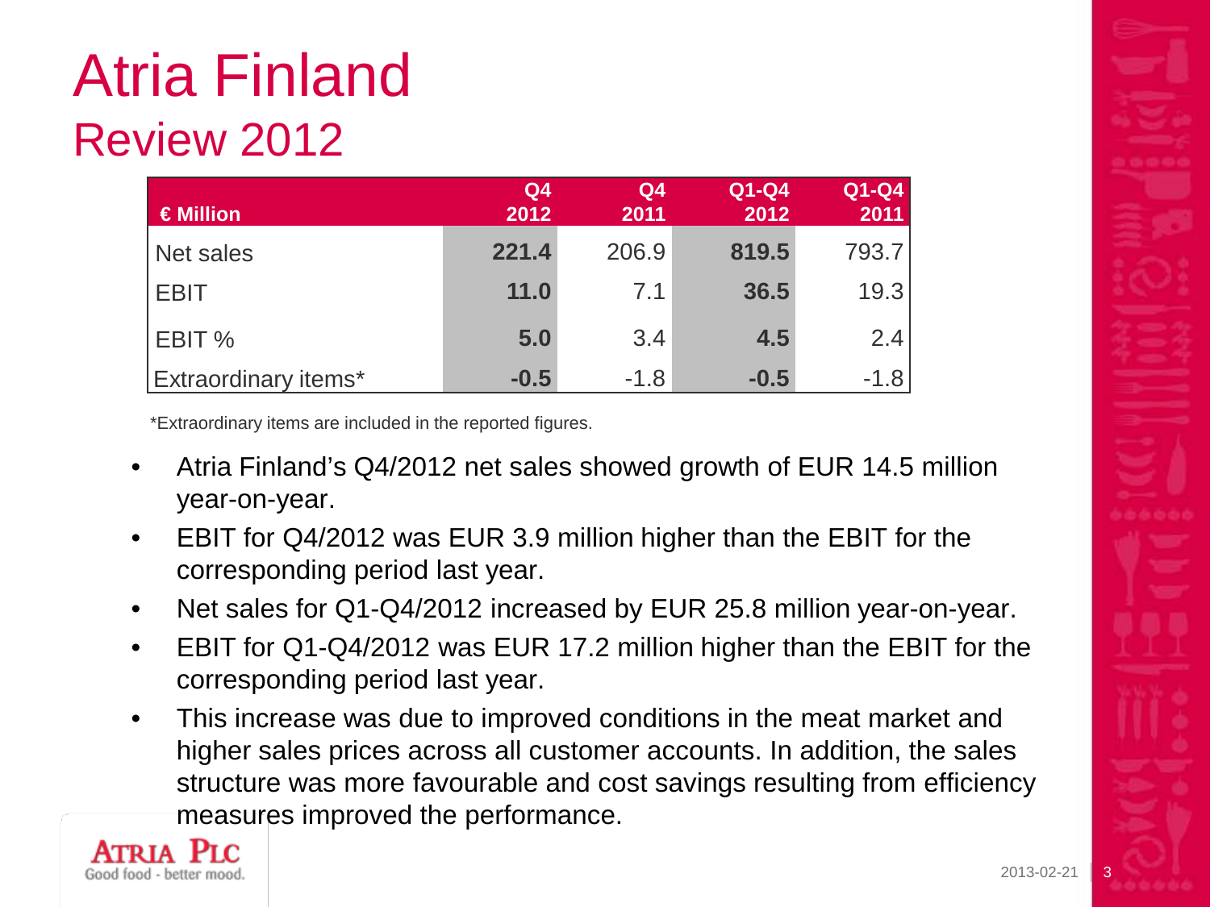# Atria Finland

## Review 2012

| € Million | Q4 2012 | Q4 2011 | Q1-Q4 2012 | Q1-Q4 2011 |
|---|---|---|---|---|
| Net sales | **221.4** | 206.9 | **819.5** | 793.7 |
| EBIT | **11.0** | 7.1 | **36.5** | 19.3 |
| EBIT % | **5.0** | 3.4 | **4.5** | 2.4 |
| Extraordinary items* | **-0.5** | -1.8 | **-0.5** | -1.8 |

*Extraordinary items are included in the reported figures.

- Atria Finland's Q4/2012 net sales showed growth of EUR 14.5 million year-on-year.
- EBIT for Q4/2012 was EUR 3.9 million higher than the EBIT for the corresponding period last year.
- Net sales for Q1-Q4/2012 increased by EUR 25.8 million year-on-year.
- EBIT for Q1-Q4/2012 was EUR 17.2 million higher than the EBIT for the corresponding period last year.
- This increase was due to improved conditions in the meat market and higher sales prices across all customer accounts. In addition, the sales structure was more favourable and cost savings resulting from efficiency measures improved the performance.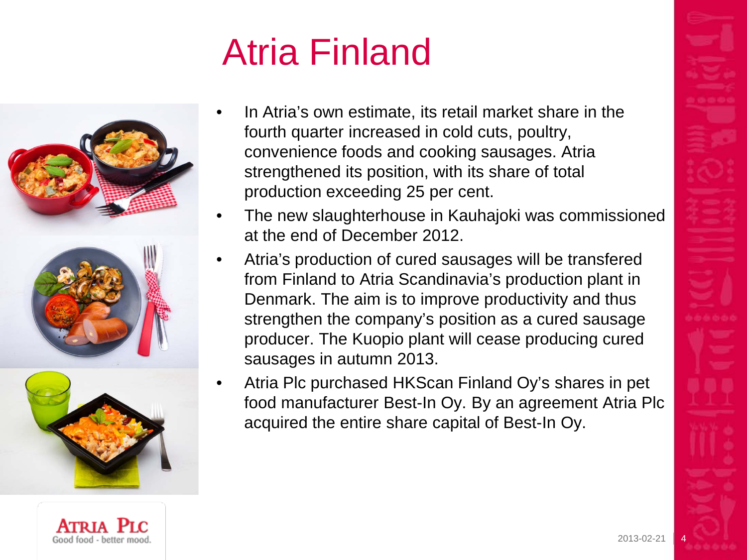# Atria Finland

- In Atria's own estimate, its retail market share in the fourth quarter increased in cold cuts, poultry, convenience foods and cooking sausages. Atria strengthened its position, with its share of total production exceeding 25 per cent.
- The new slaughterhouse in Kauhajoki was commissioned at the end of December 2012.
- Atria's production of cured sausages will be transfered from Finland to Atria Scandinavia's production plant in Denmark. The aim is to improve productivity and thus strengthen the company's position as a cured sausage producer. The Kuopio plant will cease producing cured sausages in autumn 2013.
- Atria Plc purchased HKScan Finland Oy's shares in pet food manufacturer Best-In Oy. By an agreement Atria Plc acquired the entire share capital of Best-In Oy.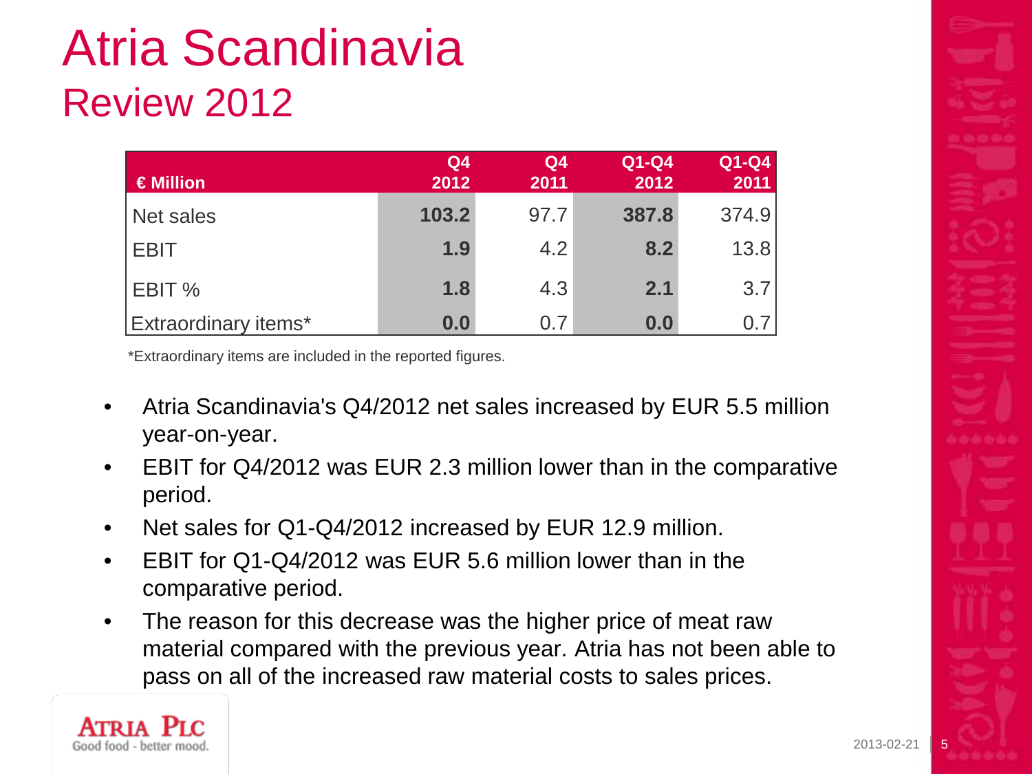# Atria Scandinavia

## Review 2012

| € Million | Q4 2012 | Q4 2011 | Q1-Q4 2012 | Q1-Q4 2011 |
|---|---|---|---|---|
| Net sales | **103.2** | 97.7 | **387.8** | 374.9 |
| EBIT | **1.9** | 4.2 | **8.2** | 13.8 |
| EBIT % | **1.8** | 4.3 | **2.1** | 3.7 |
| Extraordinary items* | **0.0** | 0.7 | **0.0** | 0.7 |

*Extraordinary items are included in the reported figures.

- Atria Scandinavia's Q4/2012 net sales increased by EUR 5.5 million year-on-year.
- EBIT for Q4/2012 was EUR 2.3 million lower than in the comparative period.
- Net sales for Q1-Q4/2012 increased by EUR 12.9 million.
- EBIT for Q1-Q4/2012 was EUR 5.6 million lower than in the comparative period.
- The reason for this decrease was the higher price of meat raw material compared with the previous year. Atria has not been able to pass on all of the increased raw material costs to sales prices.

ATRIA PLC
Good food - better mood.

2013-02-21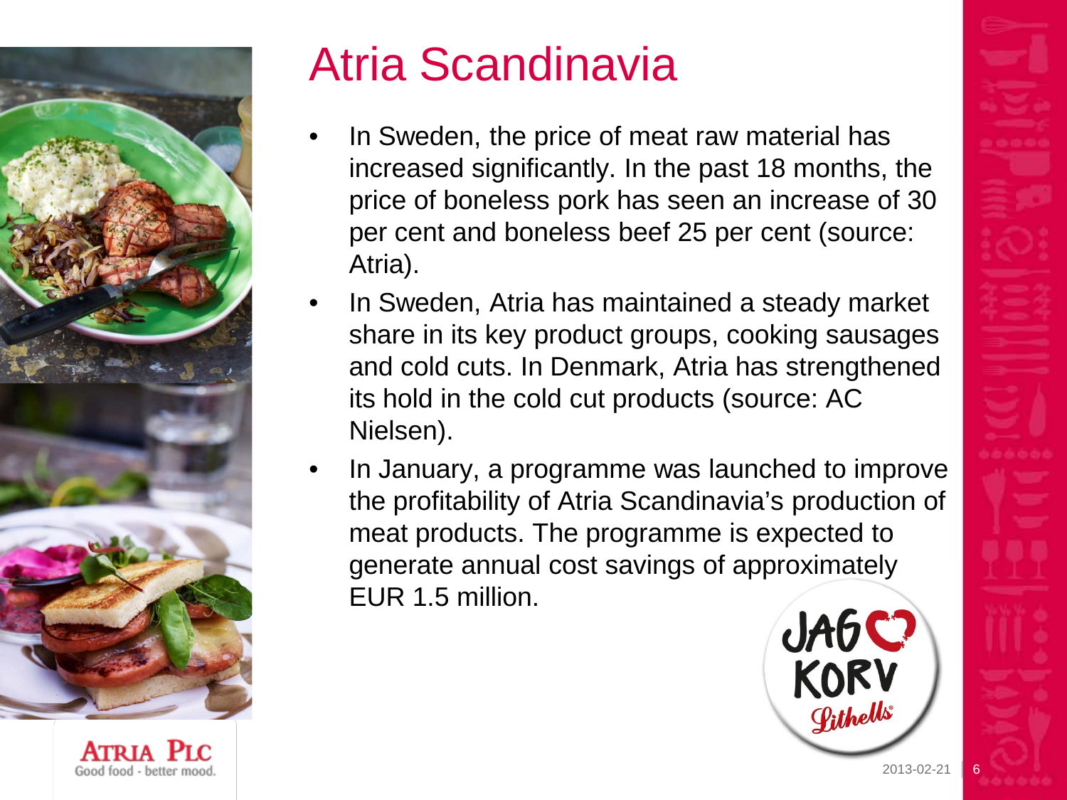# Atria Scandinavia

- In Sweden, the price of meat raw material has increased significantly. In the past 18 months, the price of boneless pork has seen an increase of 30 per cent and boneless beef 25 per cent (source: Atria).
- In Sweden, Atria has maintained a steady market share in its key product groups, cooking sausages and cold cuts. In Denmark, Atria has strengthened its hold in the cold cut products (source: AC Nielsen).
- In January, a programme was launched to improve the profitability of Atria Scandinavia's production of meat products. The programme is expected to generate annual cost savings of approximately EUR 1.5 million.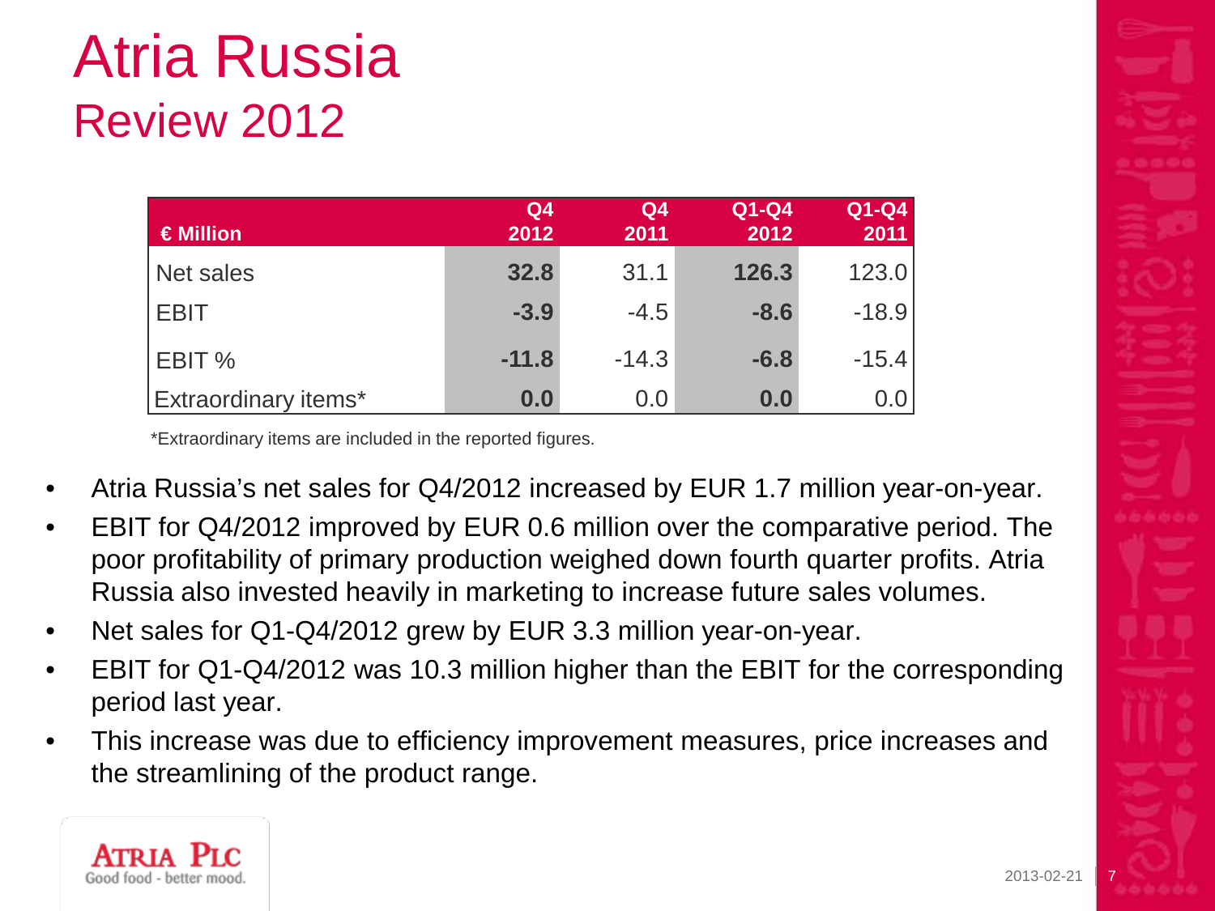# Atria Russia

## Review 2012

| € Million | Q4 2012 | Q4 2011 | Q1-Q4 2012 | Q1-Q4 2011 |
|---|---|---|---|---|
| Net sales | **32.8** | 31.1 | **126.3** | 123.0 |
| EBIT | **-3.9** | -4.5 | **-8.6** | -18.9 |
| EBIT % | **-11.8** | -14.3 | **-6.8** | -15.4 |
| Extraordinary items* | **0.0** | 0.0 | **0.0** | 0.0 |

*Extraordinary items are included in the reported figures.

- Atria Russia's net sales for Q4/2012 increased by EUR 1.7 million year-on-year.
- EBIT for Q4/2012 improved by EUR 0.6 million over the comparative period. The poor profitability of primary production weighed down fourth quarter profits. Atria Russia also invested heavily in marketing to increase future sales volumes.
- Net sales for Q1-Q4/2012 grew by EUR 3.3 million year-on-year.
- EBIT for Q1-Q4/2012 was 10.3 million higher than the EBIT for the corresponding period last year.
- This increase was due to efficiency improvement measures, price increases and the streamlining of the product range.

ATRIA PLC
Good food - better mood.

2013-02-21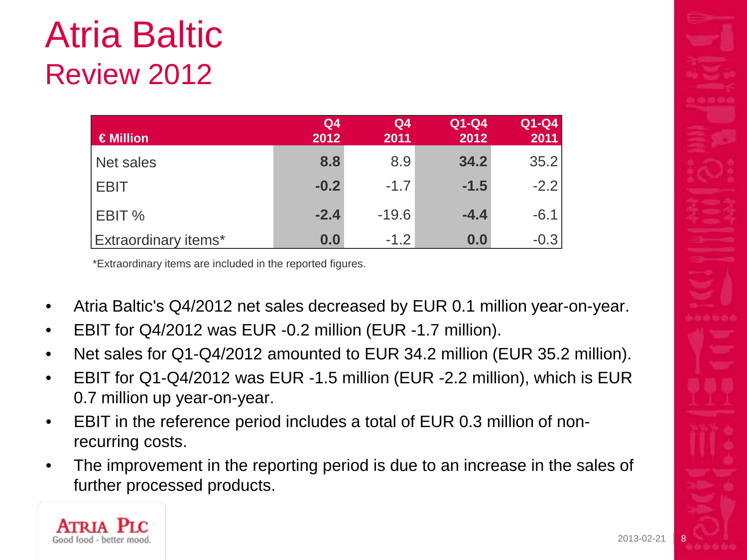# Atria Baltic
## Review 2012

| € Million | Q4 2012 | Q4 2011 | Q1-Q4 2012 | Q1-Q4 2011 |
|---|---|---|---|---|
| Net sales | **8.8** | 8.9 | **34.2** | 35.2 |
| EBIT | **-0.2** | -1.7 | **-1.5** | -2.2 |
| EBIT % | **-2.4** | -19.6 | **-4.4** | -6.1 |
| Extraordinary items* | **0.0** | -1.2 | **0.0** | -0.3 |

*Extraordinary items are included in the reported figures.

- Atria Baltic's Q4/2012 net sales decreased by EUR 0.1 million year-on-year.
- EBIT for Q4/2012 was EUR -0.2 million (EUR -1.7 million).
- Net sales for Q1-Q4/2012 amounted to EUR 34.2 million (EUR 35.2 million).
- EBIT for Q1-Q4/2012 was EUR -1.5 million (EUR -2.2 million), which is EUR 0.7 million up year-on-year.
- EBIT in the reference period includes a total of EUR 0.3 million of non-recurring costs.
- The improvement in the reporting period is due to an increase in the sales of further processed products.

ATRIA PLC
Good food - better mood.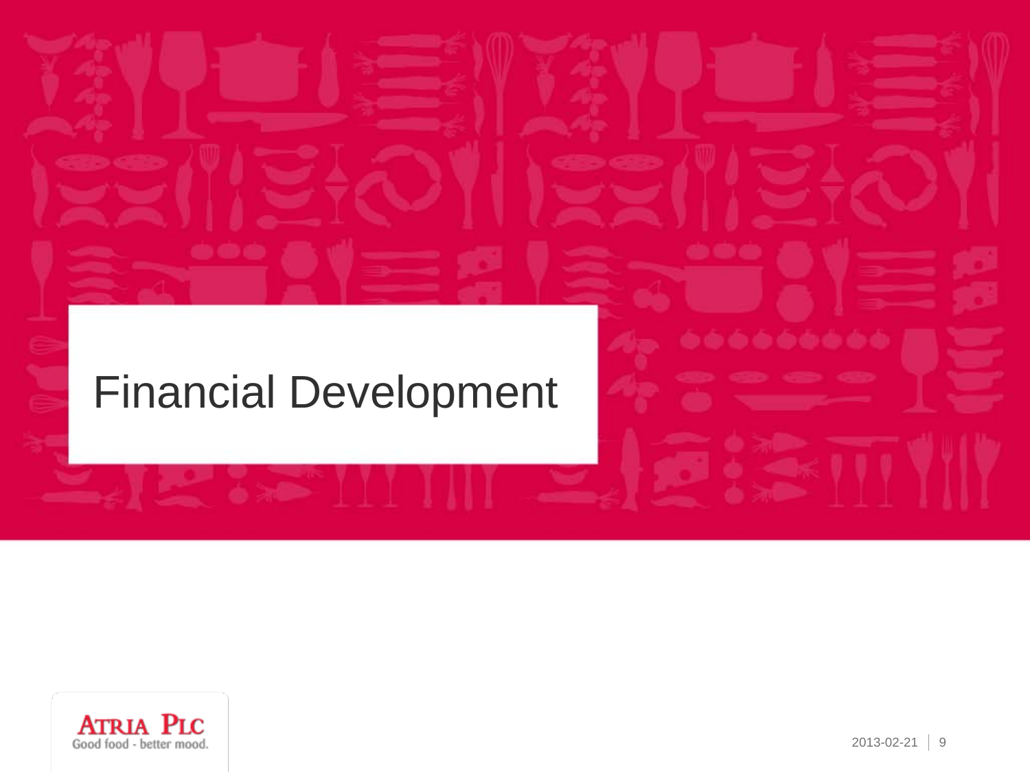# Financial Development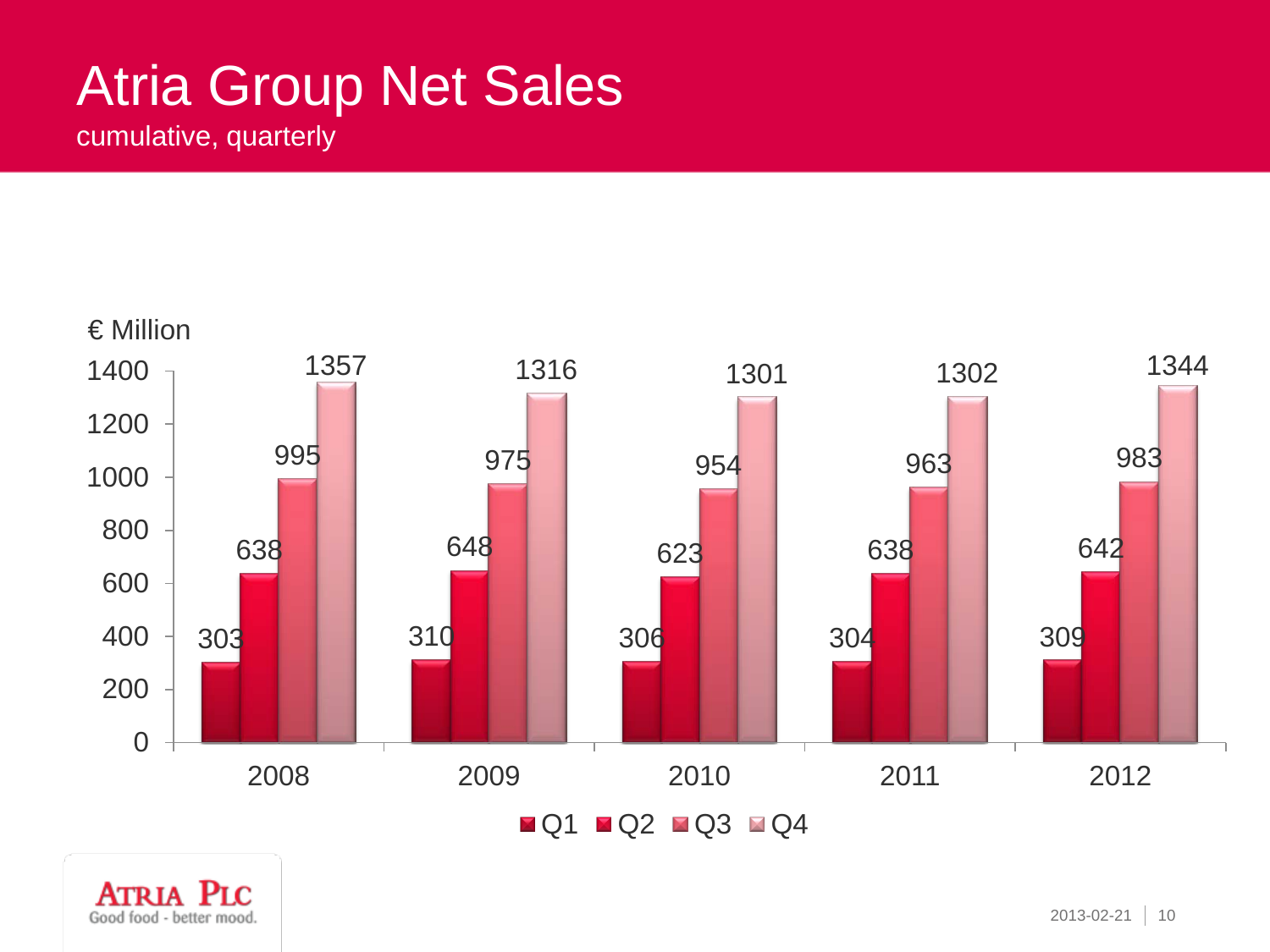# Atria Group Net Sales

cumulative, quarterly

€ Million

| Year | Q1 | Q2 | Q3 | Q4 |
|---|---|---|---|---|
| 2008 | 303 | 638 | 995 | 1357 |
| 2009 | 310 | 648 | 975 | 1316 |
| 2010 | 306 | 623 | 954 | 1301 |
| 2011 | 304 | 638 | 963 | 1302 |
| 2012 | 309 | 642 | 983 | 1344 |

ATRIA PLC
Good food - better mood.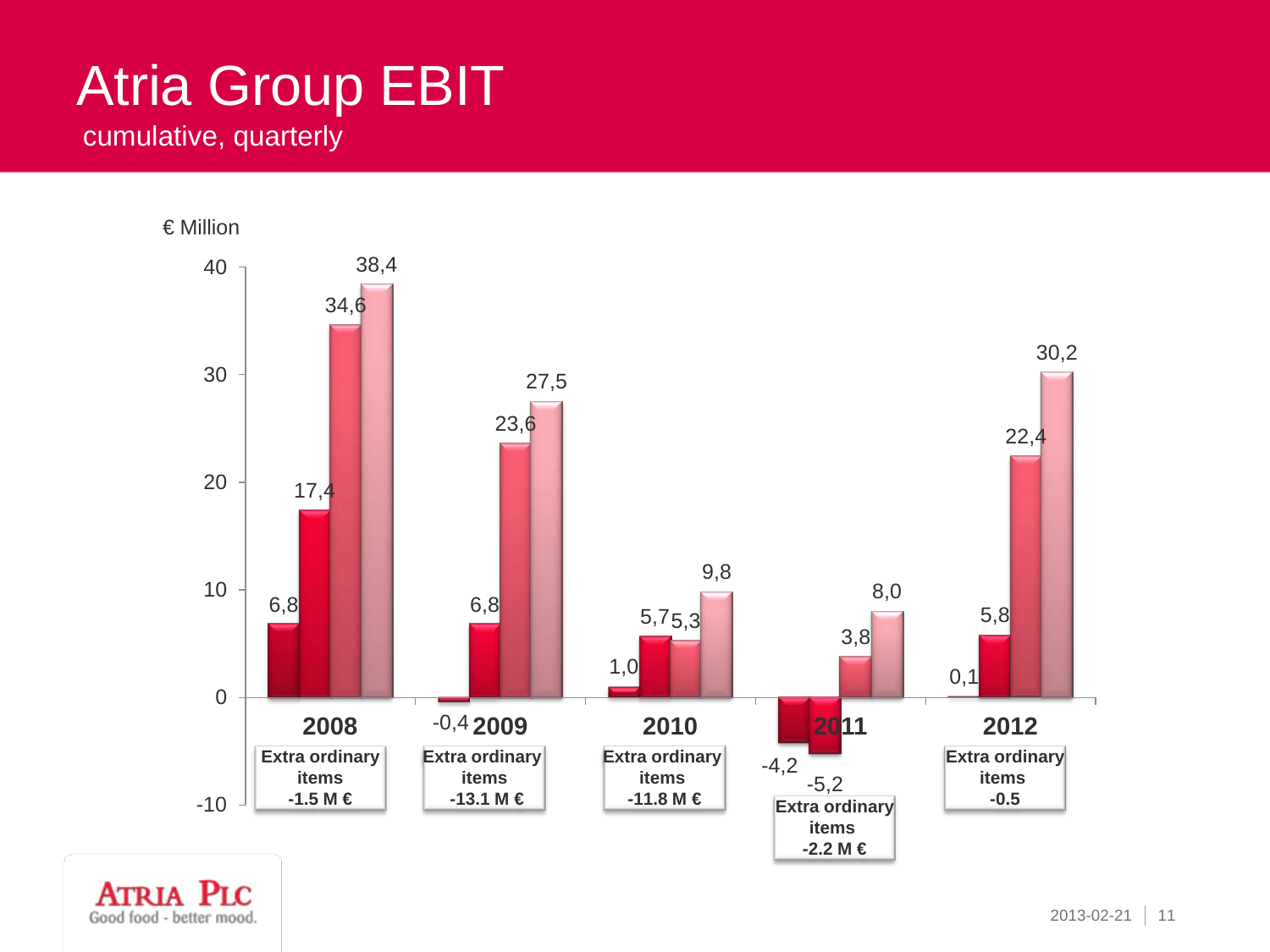# Atria Group EBIT

cumulative, quarterly

€ Million

| Year | Q1 | Q2 | Q3 | Q4 |
| --- | --- | --- | --- | --- |
| 2008 | 6,8 | 17,4 | 34,6 | 38,4 |
| 2009 | -0,4 | 6,8 | 23,6 | 27,5 |
| 2010 | 1,0 | 5,7 | 5,3 | 9,8 |
| 2011 | -4,2 | -5,2 | 3,8 | 8,0 |
| 2012 | 0,1 | 5,8 | 22,4 | 30,2 |

| Year | Extra ordinary items |
| --- | --- |
| 2008 | -1.5 M € |
| 2009 | -13.1 M € |
| 2010 | -11.8 M € |
| 2011 | -2.2 M € |
| 2012 | -0.5 |

ATRIA PLC
Good food - better mood.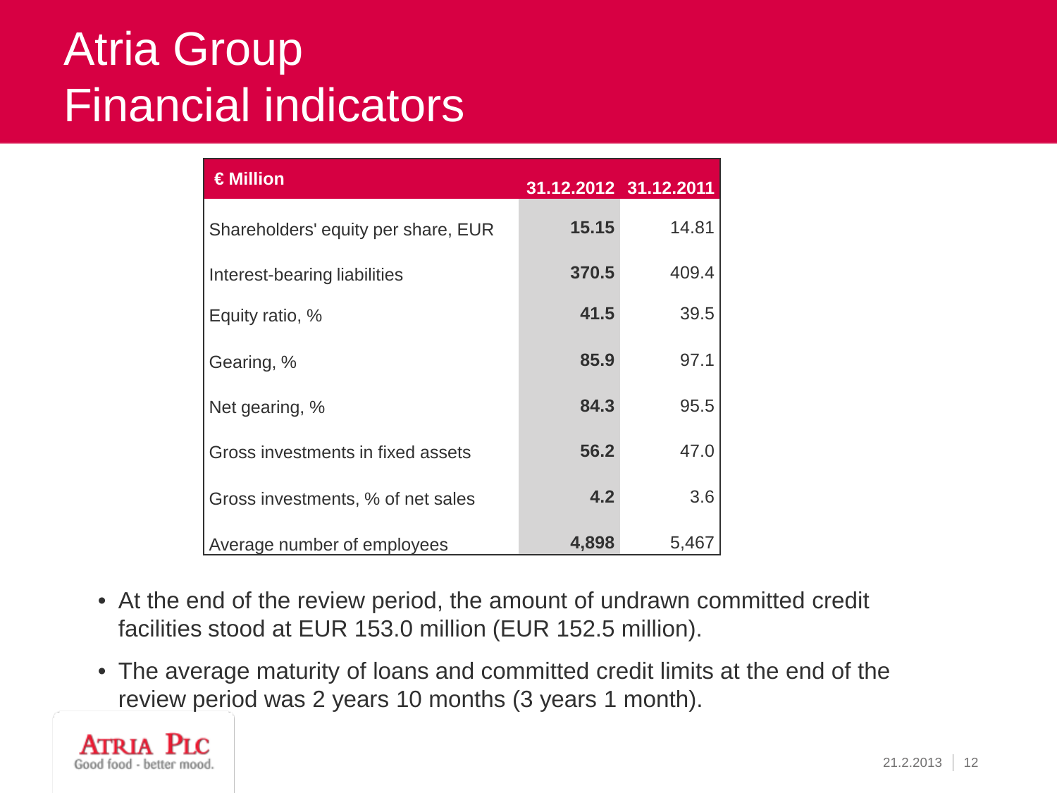# Atria Group
# Financial indicators

| € Million | 31.12.2012 | 31.12.2011 |
|---|---|---|
| Shareholders' equity per share, EUR | **15.15** | 14.81 |
| Interest-bearing liabilities | **370.5** | 409.4 |
| Equity ratio, % | **41.5** | 39.5 |
| Gearing, % | **85.9** | 97.1 |
| Net gearing, % | **84.3** | 95.5 |
| Gross investments in fixed assets | **56.2** | 47.0 |
| Gross investments, % of net sales | **4.2** | 3.6 |
| Average number of employees | **4,898** | 5,467 |

- At the end of the review period, the amount of undrawn committed credit facilities stood at EUR 153.0 million (EUR 152.5 million).
- The average maturity of loans and committed credit limits at the end of the review period was 2 years 10 months (3 years 1 month).

ATRIA PLC
Good food - better mood.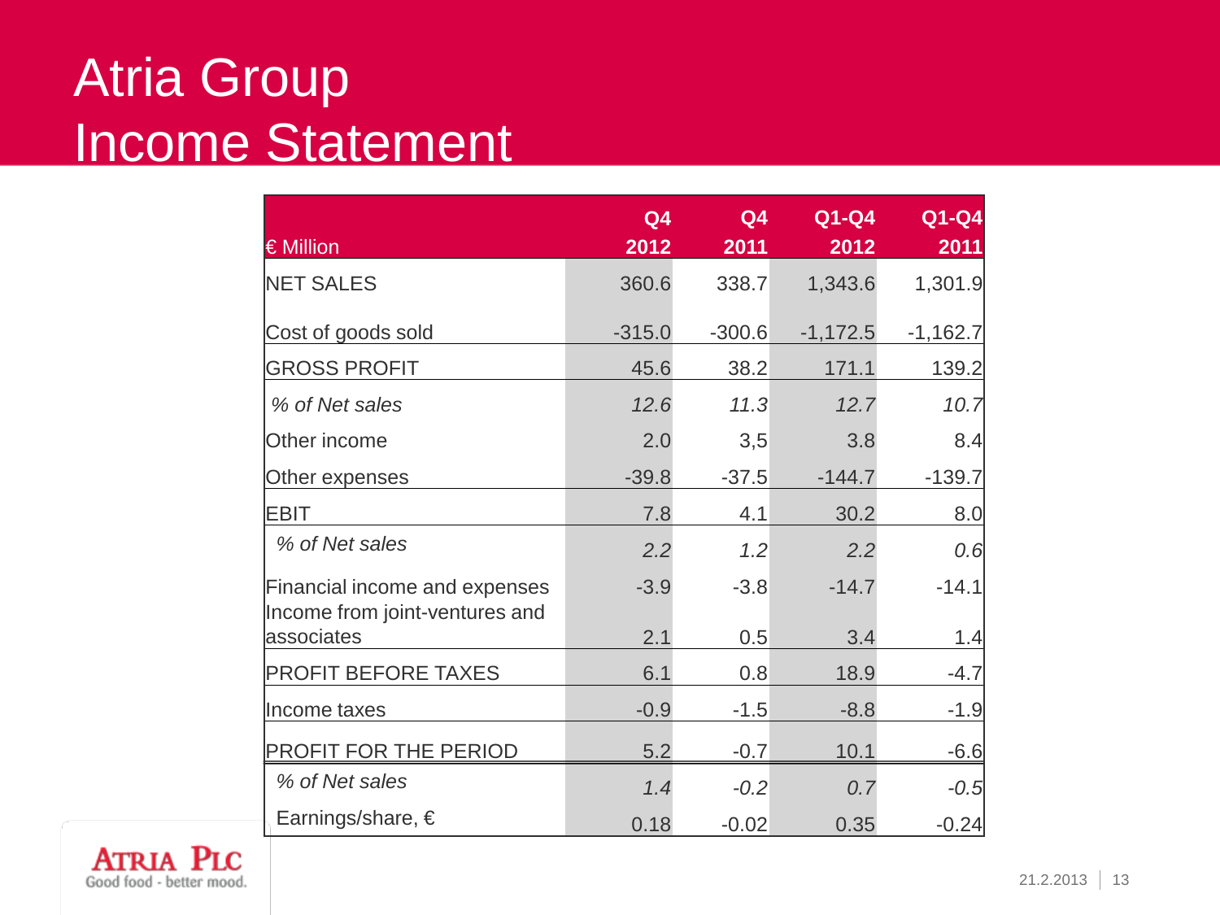# Atria Group
# Income Statement

| € Million | Q4 2012 | Q4 2011 | Q1-Q4 2012 | Q1-Q4 2011 |
|---|---|---|---|---|
| NET SALES | 360.6 | 338.7 | 1,343.6 | 1,301.9 |
| Cost of goods sold | -315.0 | -300.6 | -1,172.5 | -1,162.7 |
| GROSS PROFIT | 45.6 | 38.2 | 171.1 | 139.2 |
| *% of Net sales* | *12.6* | *11.3* | *12.7* | *10.7* |
| Other income | 2.0 | 3,5 | 3.8 | 8.4 |
| Other expenses | -39.8 | -37.5 | -144.7 | -139.7 |
| EBIT | 7.8 | 4.1 | 30.2 | 8.0 |
| *% of Net sales* | *2.2* | *1.2* | *2.2* | *0.6* |
| Financial income and expenses | -3.9 | -3.8 | -14.7 | -14.1 |
| Income from joint-ventures and associates | 2.1 | 0.5 | 3.4 | 1.4 |
| PROFIT BEFORE TAXES | 6.1 | 0.8 | 18.9 | -4.7 |
| Income taxes | -0.9 | -1.5 | -8.8 | -1.9 |
| PROFIT FOR THE PERIOD | 5.2 | -0.7 | 10.1 | -6.6 |
| *% of Net sales* | *1.4* | *-0.2* | *0.7* | *-0.5* |
| Earnings/share, € | 0.18 | -0.02 | 0.35 | -0.24 |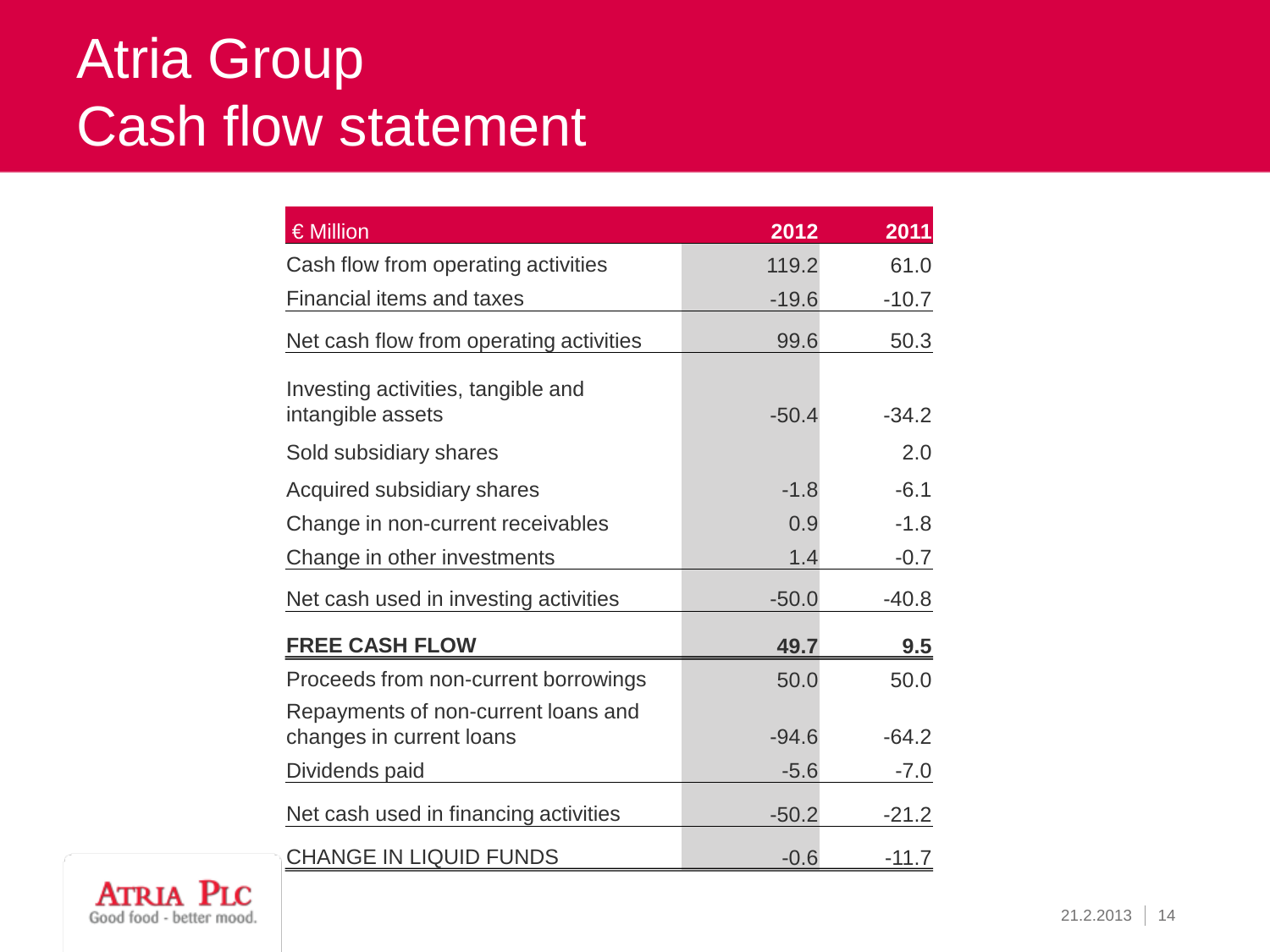# Atria Group
# Cash flow statement

| € Million | 2012 | 2011 |
|---|---|---|
| Cash flow from operating activities | 119.2 | 61.0 |
| Financial items and taxes | -19.6 | -10.7 |
| Net cash flow from operating activities | 99.6 | 50.3 |
| Investing activities, tangible and intangible assets | -50.4 | -34.2 |
| Sold subsidiary shares | | 2.0 |
| Acquired subsidiary shares | -1.8 | -6.1 |
| Change in non-current receivables | 0.9 | -1.8 |
| Change in other investments | 1.4 | -0.7 |
| Net cash used in investing activities | -50.0 | -40.8 |
| **FREE CASH FLOW** | **49.7** | **9.5** |
| Proceeds from non-current borrowings | 50.0 | 50.0 |
| Repayments of non-current loans and changes in current loans | -94.6 | -64.2 |
| Dividends paid | -5.6 | -7.0 |
| Net cash used in financing activities | -50.2 | -21.2 |
| CHANGE IN LIQUID FUNDS | -0.6 | -11.7 |

ATRIA PLC
Good food - better mood.

21.2.2013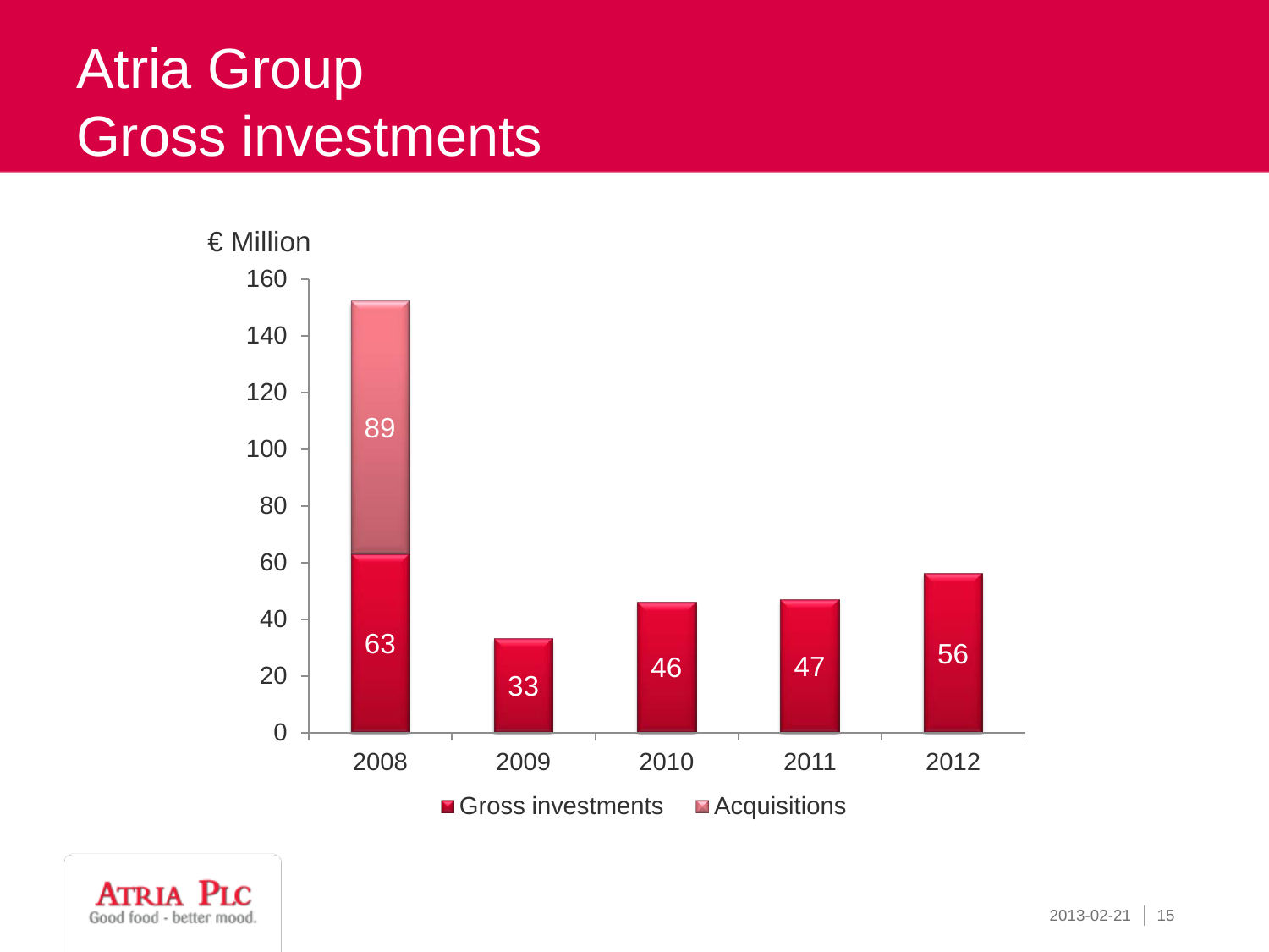# Atria Group
# Gross investments

€ Million

| Year | Gross investments | Acquisitions |
|---|---|---|
| 2008 | 63 | 89 |
| 2009 | 33 | |
| 2010 | 46 | |
| 2011 | 47 | |
| 2012 | 56 | |

ATRIA PLC
Good food - better mood.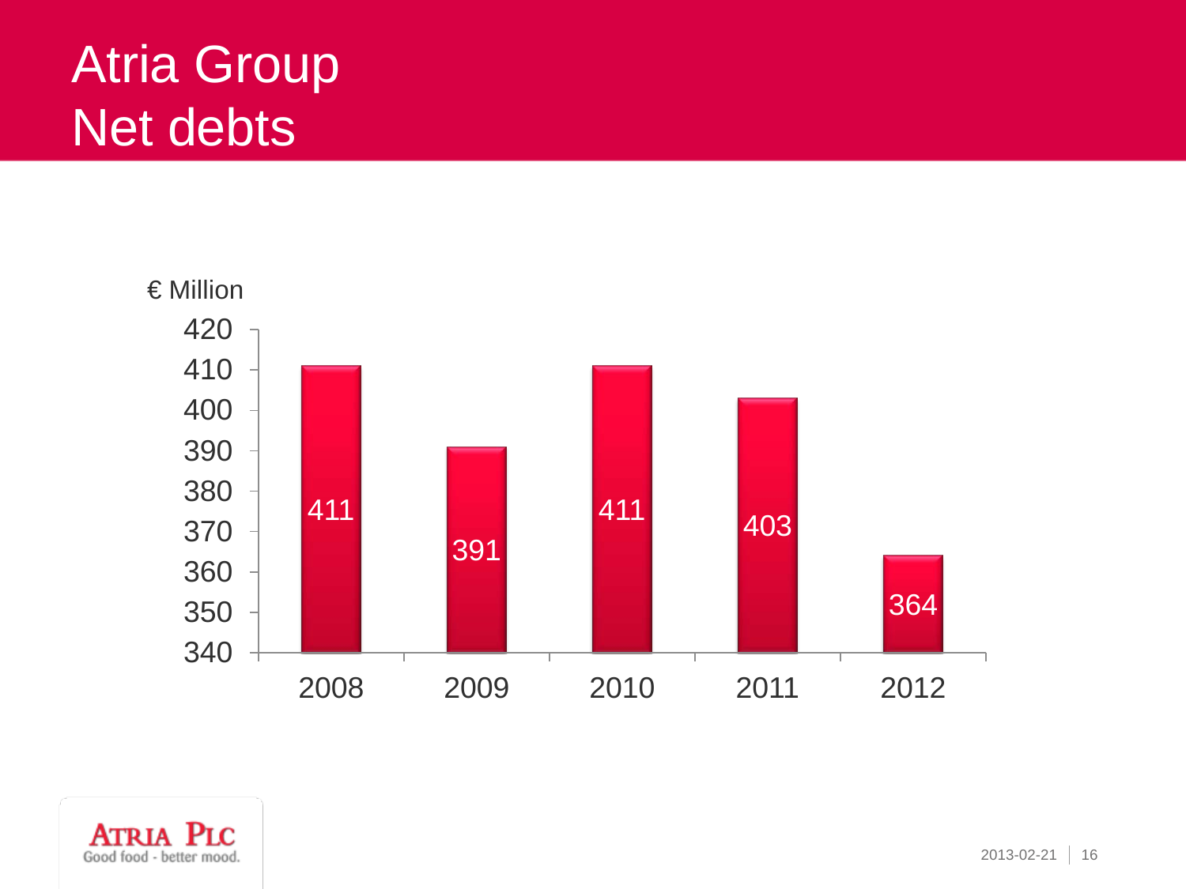# Atria Group
# Net debts

€ Million

| Year | Net debts |
|---|---|
| 2008 | 411 |
| 2009 | 391 |
| 2010 | 411 |
| 2011 | 403 |
| 2012 | 364 |

ATRIA PLC
Good food - better mood.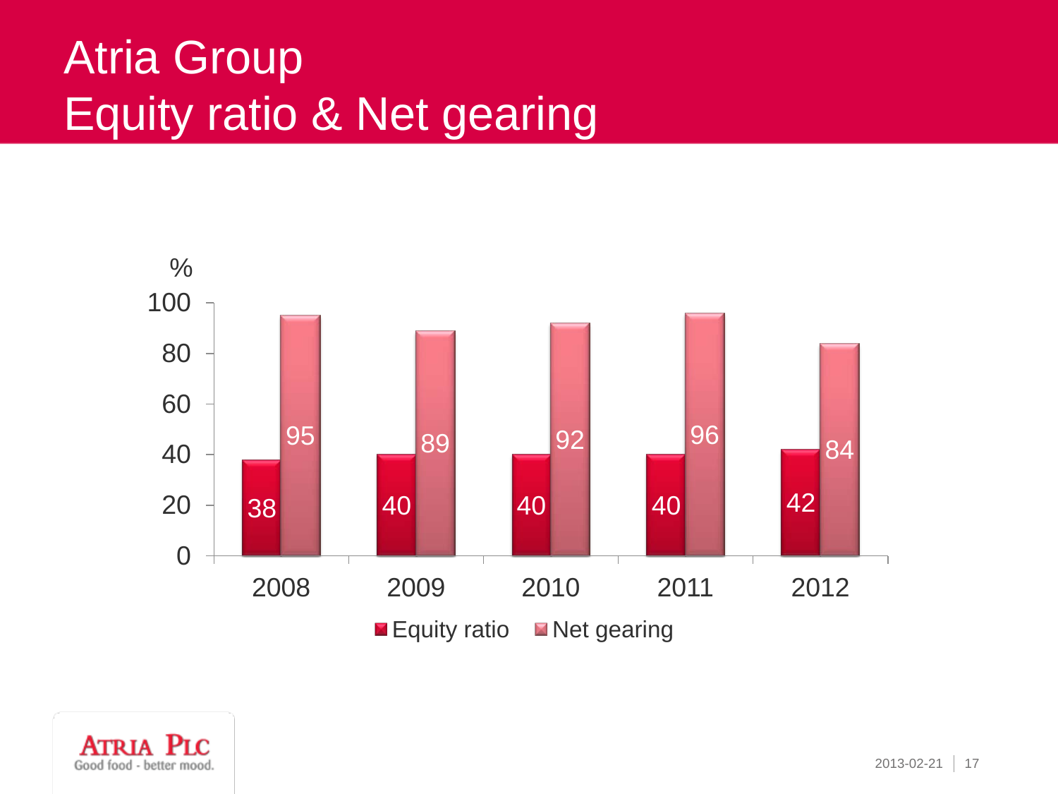# Atria Group
## Equity ratio & Net gearing

| % | 2008 | 2009 | 2010 | 2011 | 2012 |
|---|---|---|---|---|---|
| Equity ratio | 38 | 40 | 40 | 40 | 42 |
| Net gearing | 95 | 89 | 92 | 96 | 84 |

**Atria Plc**
Good food - better mood.

2013-02-21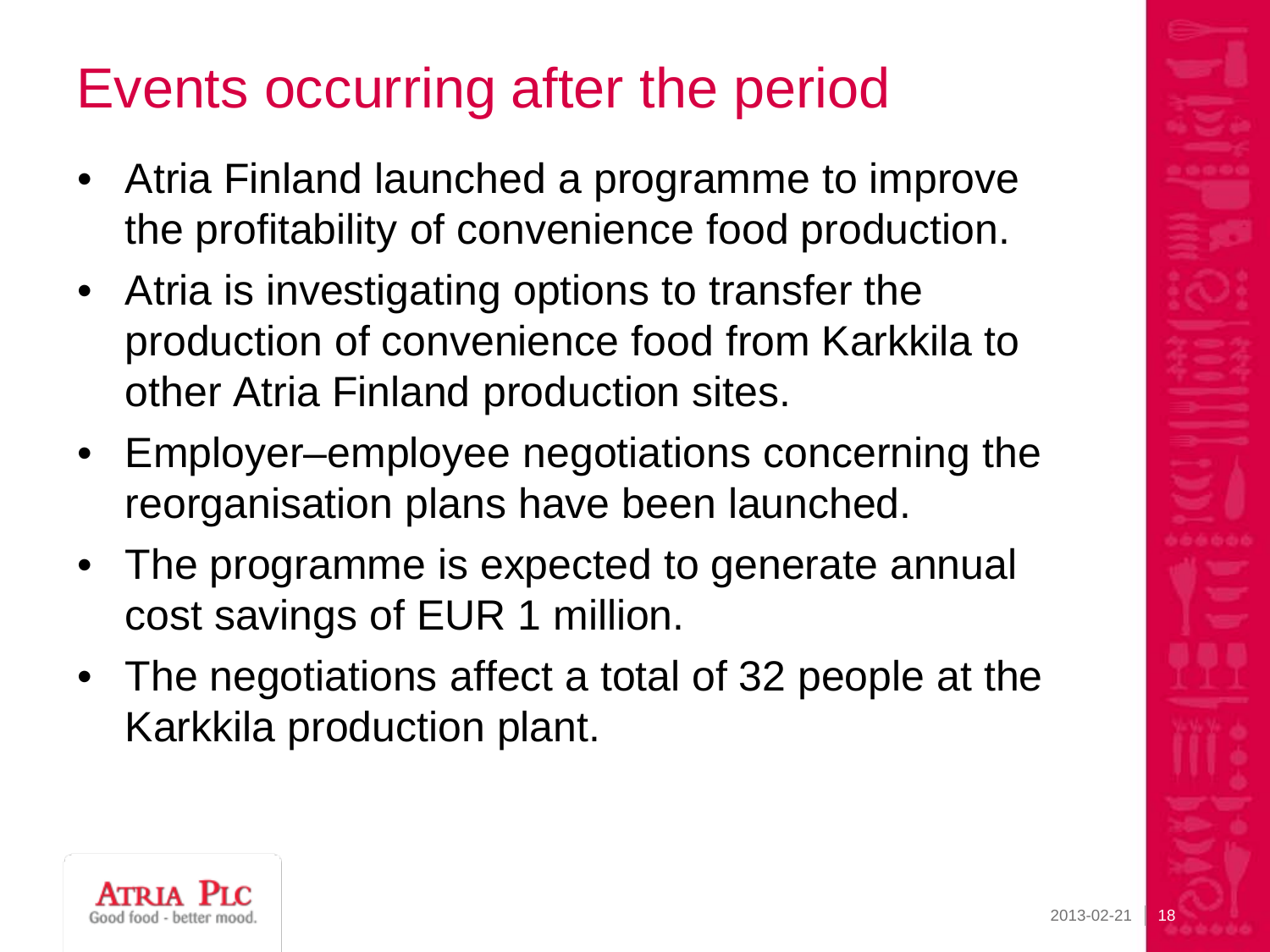# Events occurring after the period

- Atria Finland launched a programme to improve the profitability of convenience food production.
- Atria is investigating options to transfer the production of convenience food from Karkkila to other Atria Finland production sites.
- Employer–employee negotiations concerning the reorganisation plans have been launched.
- The programme is expected to generate annual cost savings of EUR 1 million.
- The negotiations affect a total of 32 people at the Karkkila production plant.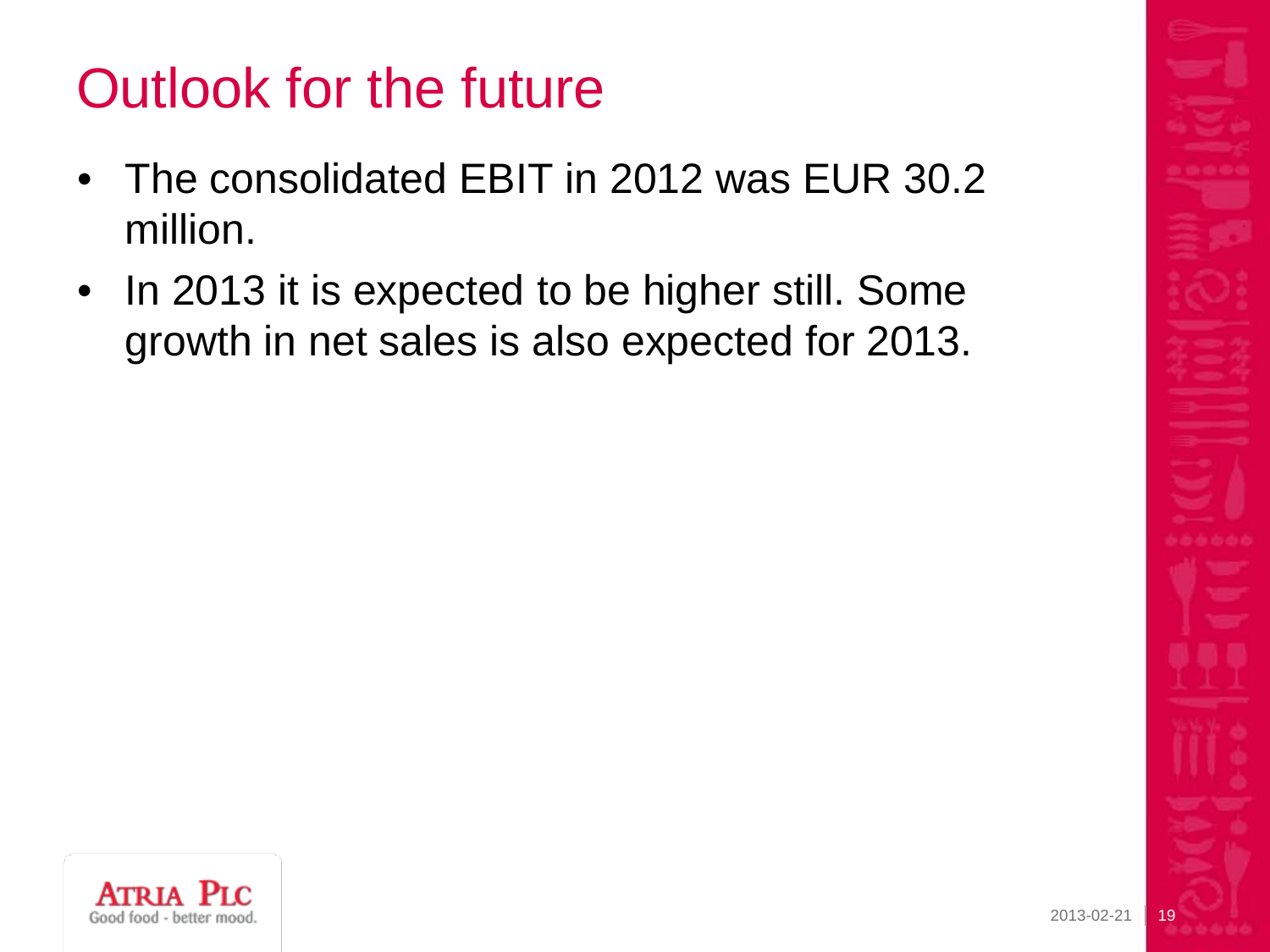# Outlook for the future

- The consolidated EBIT in 2012 was EUR 30.2 million.
- In 2013 it is expected to be higher still. Some growth in net sales is also expected for 2013.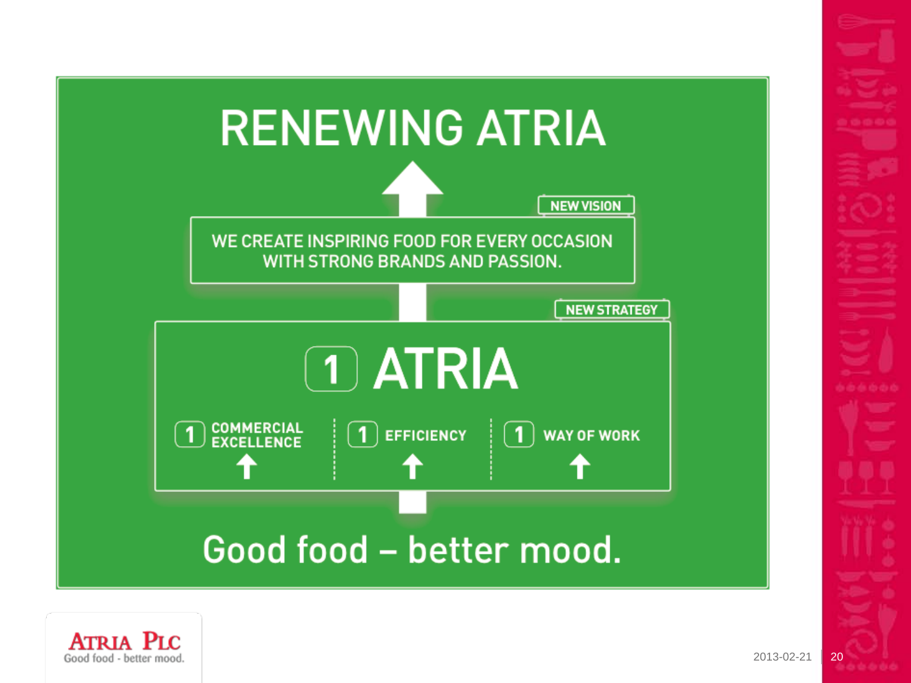# RENEWING ATRIA

**NEW VISION**

WE CREATE INSPIRING FOOD FOR EVERY OCCASION WITH STRONG BRANDS AND PASSION.

**NEW STRATEGY**

## 1 ATRIA

- 1 COMMERCIAL EXCELLENCE
- 1 EFFICIENCY
- 1 WAY OF WORK

Good food – better mood.

ATRIA PLC
Good food - better mood.

2013-02-21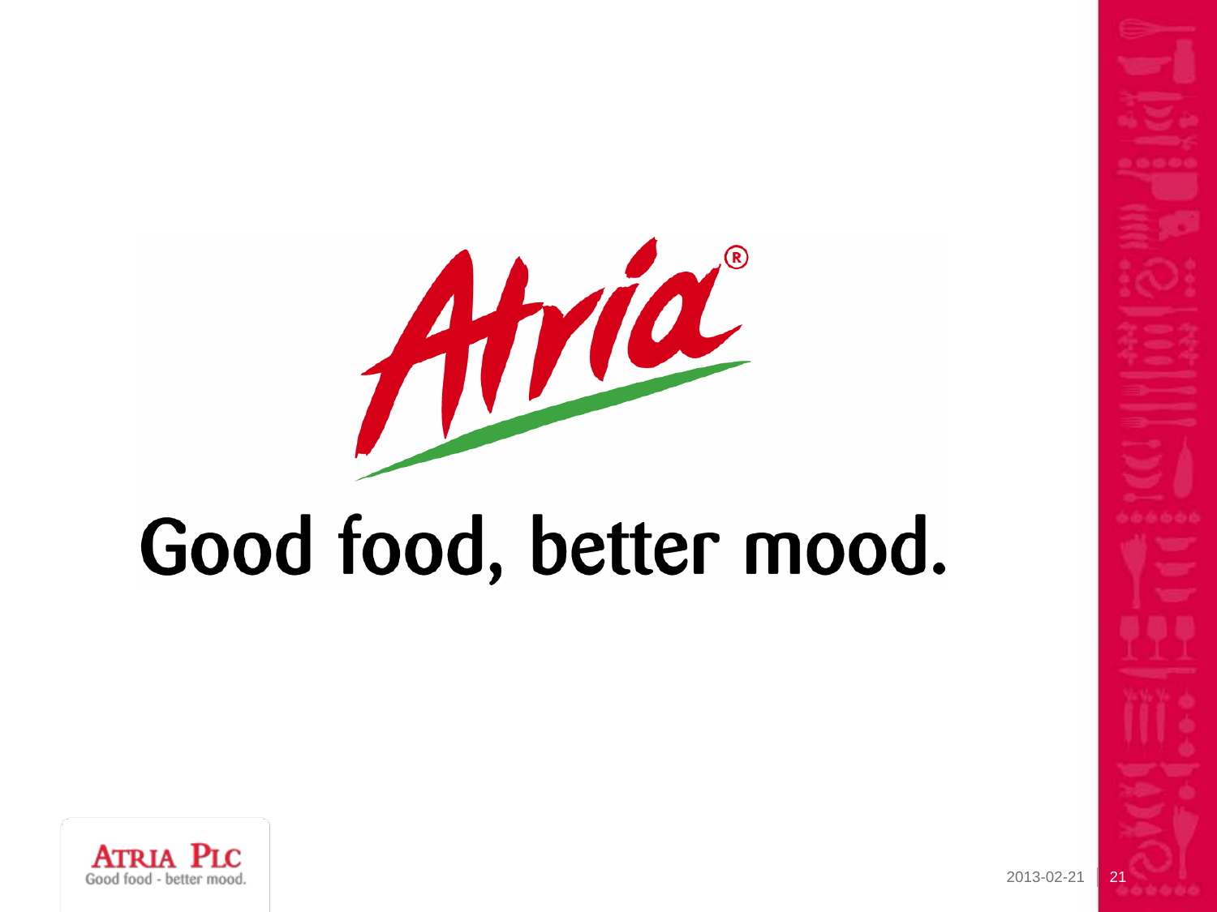Atria®

Good food, better mood.